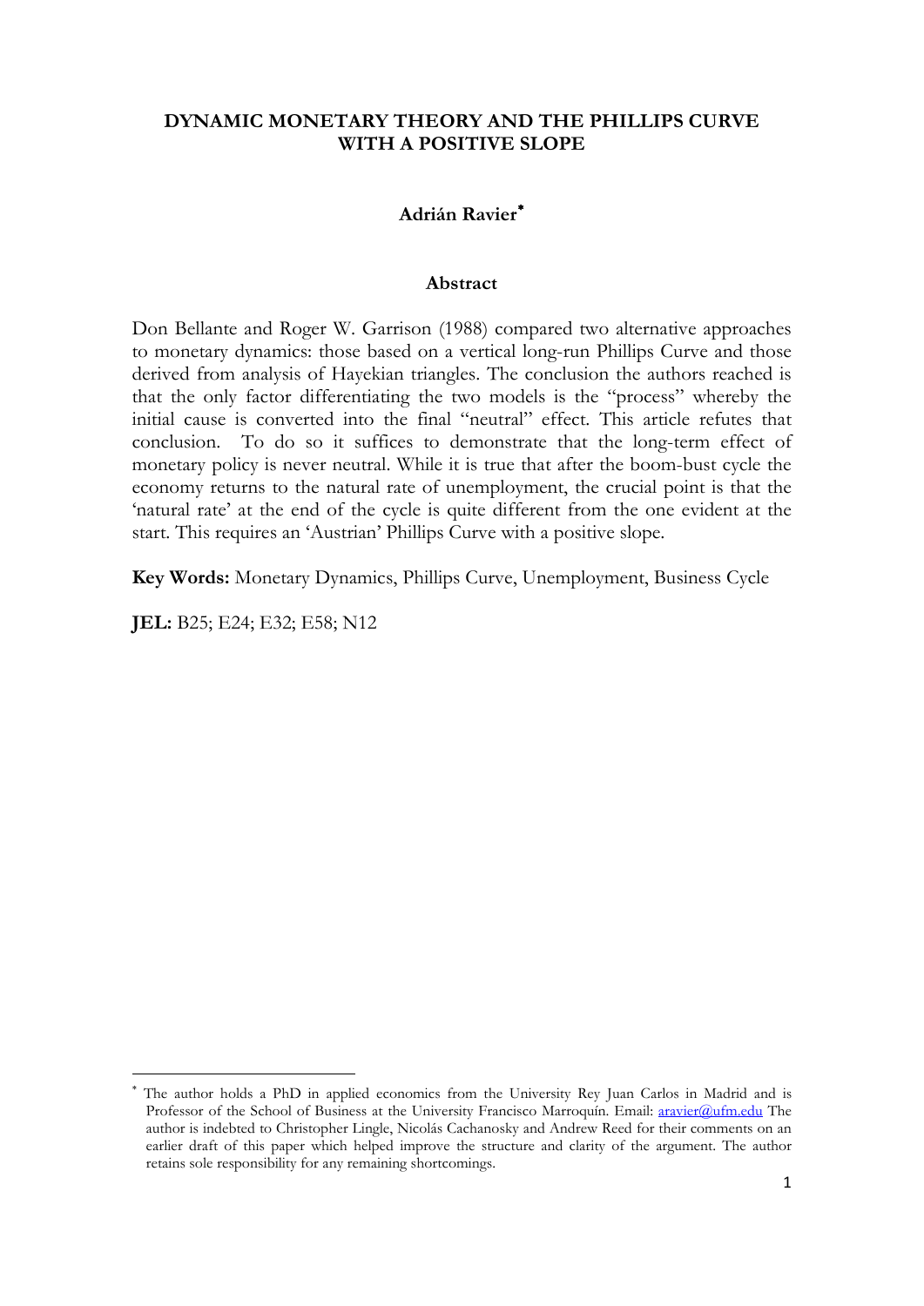# DYNAMIC MONETARY THEORY AND THE PHILLIPS CURVE WITH A POSITIVE SLOPE

**Adrián Ravier**[*]

## Abstract

Don Bellante and Roger W. Garrison (1988) compared two alternative approaches to monetary dynamics: those based on a vertical long-run Phillips Curve and those derived from analysis of Hayekian triangles. The conclusion the authors reached is that the only factor differentiating the two models is the "process" whereby the initial cause is converted into the final "neutral" effect. This article refutes that conclusion. To do so it suffices to demonstrate that the long-term effect of monetary policy is never neutral. While it is true that after the boom-bust cycle the economy returns to the natural rate of unemployment, the crucial point is that the 'natural rate' at the end of the cycle is quite different from the one evident at the start. This requires an 'Austrian' Phillips Curve with a positive slope.

**Key Words:** Monetary Dynamics, Phillips Curve, Unemployment, Business Cycle

**JEL:** B25; E24; E32; E58; N12

---

[*] The author holds a PhD in applied economics from the University Rey Juan Carlos in Madrid and is Professor of the School of Business at the University Francisco Marroquín. Email: aravier@ufm.edu The author is indebted to Christopher Lingle, Nicolás Cachanosky and Andrew Reed for their comments on an earlier draft of this paper which helped improve the structure and clarity of the argument. The author retains sole responsibility for any remaining shortcomings.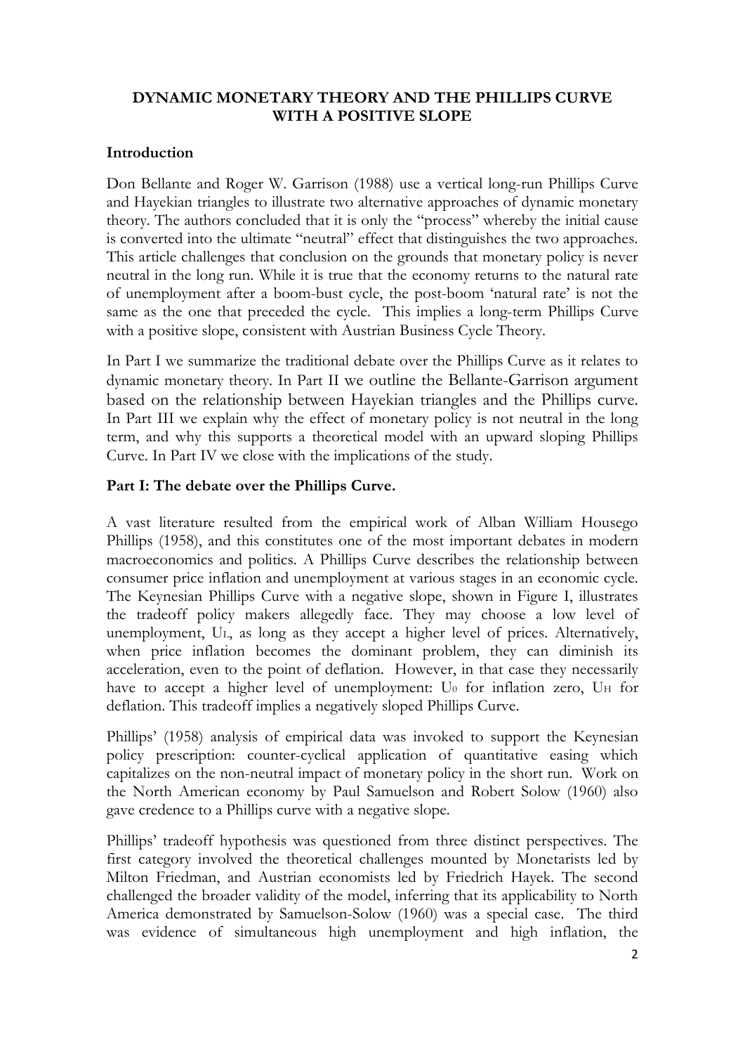## DYNAMIC MONETARY THEORY AND THE PHILLIPS CURVE WITH A POSITIVE SLOPE

### Introduction

Don Bellante and Roger W. Garrison (1988) use a vertical long-run Phillips Curve and Hayekian triangles to illustrate two alternative approaches of dynamic monetary theory. The authors concluded that it is only the "process" whereby the initial cause is converted into the ultimate "neutral" effect that distinguishes the two approaches. This article challenges that conclusion on the grounds that monetary policy is never neutral in the long run. While it is true that the economy returns to the natural rate of unemployment after a boom-bust cycle, the post-boom 'natural rate' is not the same as the one that preceded the cycle. This implies a long-term Phillips Curve with a positive slope, consistent with Austrian Business Cycle Theory.

In Part I we summarize the traditional debate over the Phillips Curve as it relates to dynamic monetary theory. In Part II we outline the Bellante-Garrison argument based on the relationship between Hayekian triangles and the Phillips curve. In Part III we explain why the effect of monetary policy is not neutral in the long term, and why this supports a theoretical model with an upward sloping Phillips Curve. In Part IV we close with the implications of the study.

### Part I: The debate over the Phillips Curve.

A vast literature resulted from the empirical work of Alban William Housego Phillips (1958), and this constitutes one of the most important debates in modern macroeconomics and politics. A Phillips Curve describes the relationship between consumer price inflation and unemployment at various stages in an economic cycle. The Keynesian Phillips Curve with a negative slope, shown in Figure I, illustrates the tradeoff policy makers allegedly face. They may choose a low level of unemployment, $U_L$, as long as they accept a higher level of prices. Alternatively, when price inflation becomes the dominant problem, they can diminish its acceleration, even to the point of deflation. However, in that case they necessarily have to accept a higher level of unemployment: $U_0$ for inflation zero, $U_H$ for deflation. This tradeoff implies a negatively sloped Phillips Curve.

Phillips' (1958) analysis of empirical data was invoked to support the Keynesian policy prescription: counter-cyclical application of quantitative easing which capitalizes on the non-neutral impact of monetary policy in the short run. Work on the North American economy by Paul Samuelson and Robert Solow (1960) also gave credence to a Phillips curve with a negative slope.

Phillips' tradeoff hypothesis was questioned from three distinct perspectives. The first category involved the theoretical challenges mounted by Monetarists led by Milton Friedman, and Austrian economists led by Friedrich Hayek. The second challenged the broader validity of the model, inferring that its applicability to North America demonstrated by Samuelson-Solow (1960) was a special case. The third was evidence of simultaneous high unemployment and high inflation, the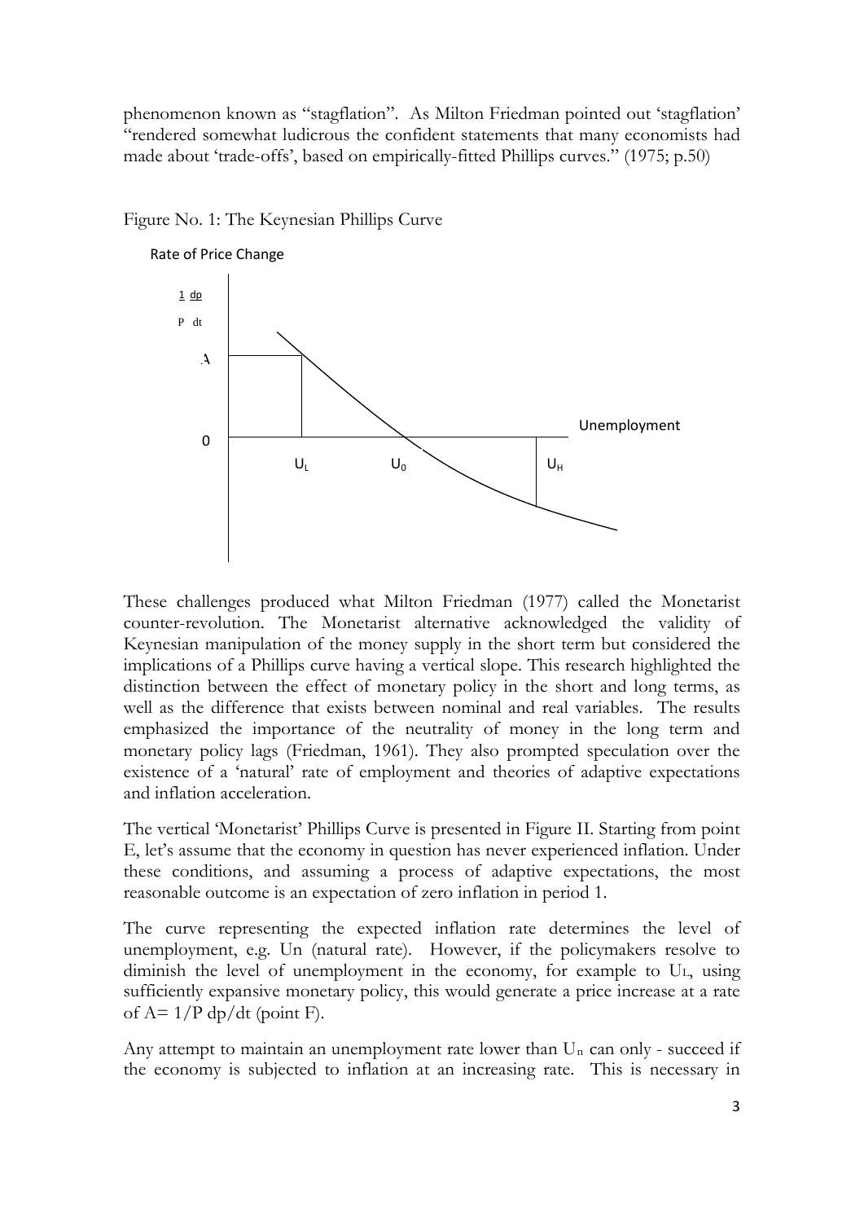phenomenon known as "stagflation". As Milton Friedman pointed out 'stagflation' "rendered somewhat ludicrous the confident statements that many economists had made about 'trade-offs', based on empirically-fitted Phillips curves." (1975; p.50)

Figure No. 1: The Keynesian Phillips Curve

These challenges produced what Milton Friedman (1977) called the Monetarist counter-revolution. The Monetarist alternative acknowledged the validity of Keynesian manipulation of the money supply in the short term but considered the implications of a Phillips curve having a vertical slope. This research highlighted the distinction between the effect of monetary policy in the short and long terms, as well as the difference that exists between nominal and real variables. The results emphasized the importance of the neutrality of money in the long term and monetary policy lags (Friedman, 1961). They also prompted speculation over the existence of a 'natural' rate of employment and theories of adaptive expectations and inflation acceleration.

The vertical 'Monetarist' Phillips Curve is presented in Figure II. Starting from point E, let's assume that the economy in question has never experienced inflation. Under these conditions, and assuming a process of adaptive expectations, the most reasonable outcome is an expectation of zero inflation in period 1.

The curve representing the expected inflation rate determines the level of unemployment, e.g. Un (natural rate). However, if the policymakers resolve to diminish the level of unemployment in the economy, for example to $U_L$, using sufficiently expansive monetary policy, this would generate a price increase at a rate of $A= 1/P\ dp/dt$ (point F).

Any attempt to maintain an unemployment rate lower than $U_n$ can only - succeed if the economy is subjected to inflation at an increasing rate. This is necessary in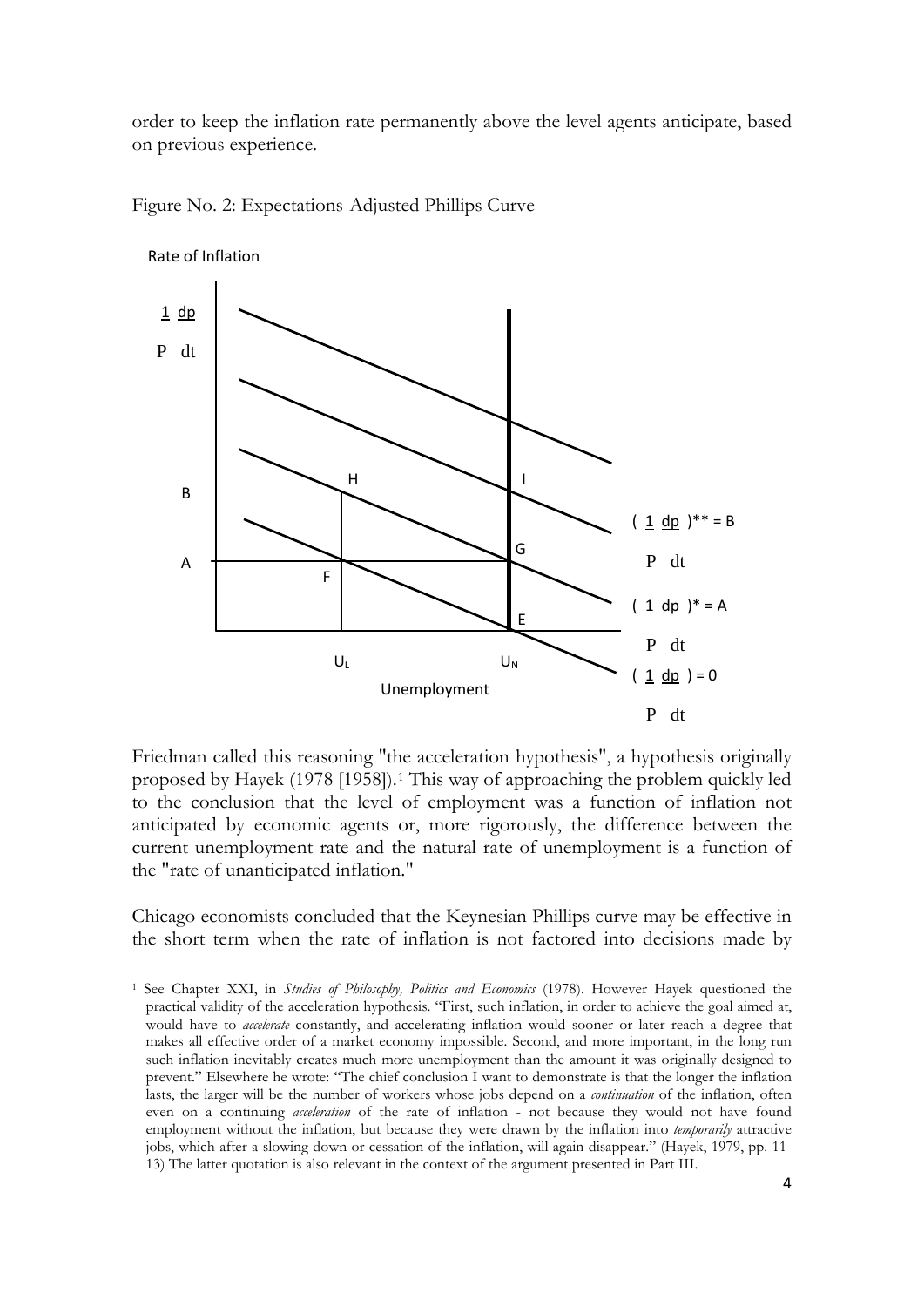order to keep the inflation rate permanently above the level agents anticipate, based on previous experience.

Figure No. 2: Expectations-Adjusted Phillips Curve

Friedman called this reasoning "the acceleration hypothesis", a hypothesis originally proposed by Hayek (1978 [1958]).[1] This way of approaching the problem quickly led to the conclusion that the level of employment was a function of inflation not anticipated by economic agents or, more rigorously, the difference between the current unemployment rate and the natural rate of unemployment is a function of the "rate of unanticipated inflation."

Chicago economists concluded that the Keynesian Phillips curve may be effective in the short term when the rate of inflation is not factored into decisions made by

---

[1] See Chapter XXI, in *Studies of Philosophy, Politics and Economics* (1978). However Hayek questioned the practical validity of the acceleration hypothesis. "First, such inflation, in order to achieve the goal aimed at, would have to *accelerate* constantly, and accelerating inflation would sooner or later reach a degree that makes all effective order of a market economy impossible. Second, and more important, in the long run such inflation inevitably creates much more unemployment than the amount it was originally designed to prevent." Elsewhere he wrote: "The chief conclusion I want to demonstrate is that the longer the inflation lasts, the larger will be the number of workers whose jobs depend on a *continuation* of the inflation, often even on a continuing *acceleration* of the rate of inflation - not because they would not have found employment without the inflation, but because they were drawn by the inflation into *temporarily* attractive jobs, which after a slowing down or cessation of the inflation, will again disappear." (Hayek, 1979, pp. 11-13) The latter quotation is also relevant in the context of the argument presented in Part III.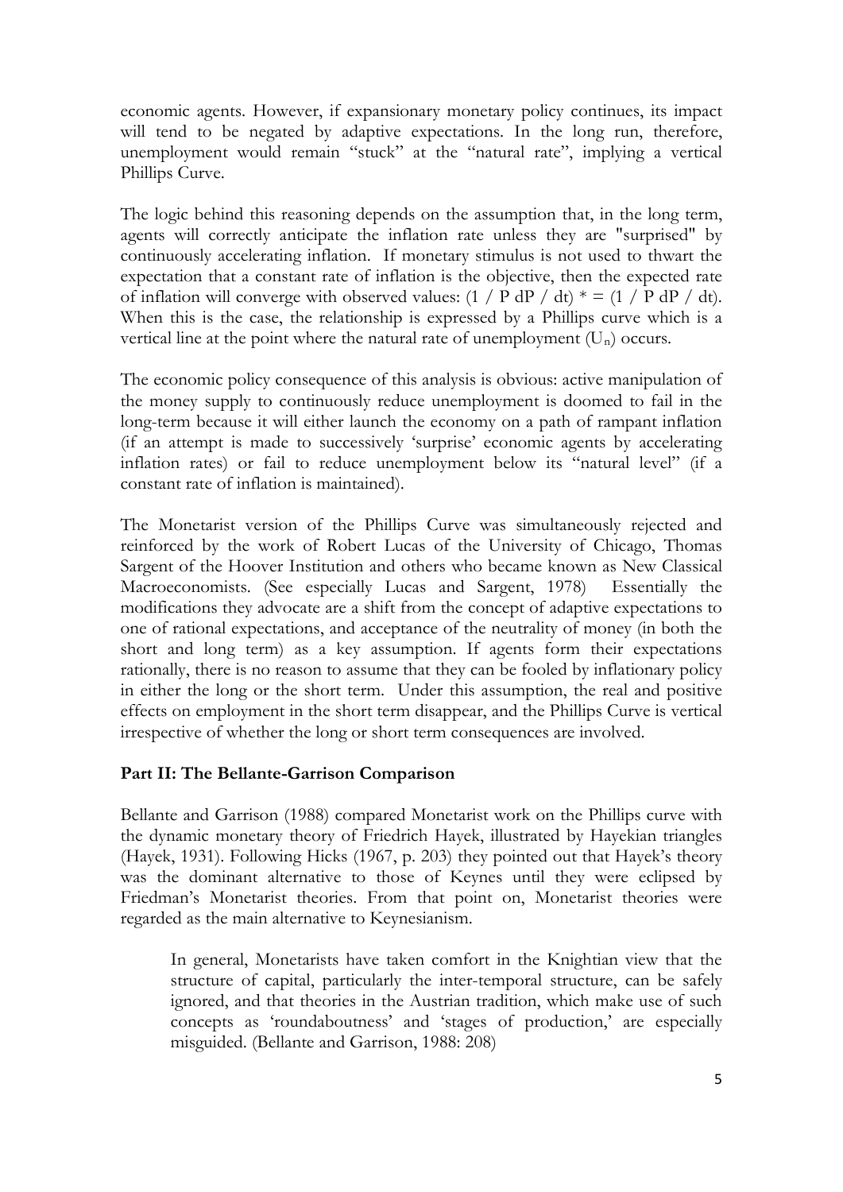economic agents. However, if expansionary monetary policy continues, its impact will tend to be negated by adaptive expectations. In the long run, therefore, unemployment would remain "stuck" at the "natural rate", implying a vertical Phillips Curve.

The logic behind this reasoning depends on the assumption that, in the long term, agents will correctly anticipate the inflation rate unless they are "surprised" by continuously accelerating inflation. If monetary stimulus is not used to thwart the expectation that a constant rate of inflation is the objective, then the expected rate of inflation will converge with observed values: $(1 / P \, dP / dt)^* = (1 / P \, dP / dt)$. When this is the case, the relationship is expressed by a Phillips curve which is a vertical line at the point where the natural rate of unemployment ($U_n$) occurs.

The economic policy consequence of this analysis is obvious: active manipulation of the money supply to continuously reduce unemployment is doomed to fail in the long-term because it will either launch the economy on a path of rampant inflation (if an attempt is made to successively 'surprise' economic agents by accelerating inflation rates) or fail to reduce unemployment below its "natural level" (if a constant rate of inflation is maintained).

The Monetarist version of the Phillips Curve was simultaneously rejected and reinforced by the work of Robert Lucas of the University of Chicago, Thomas Sargent of the Hoover Institution and others who became known as New Classical Macroeconomists. (See especially Lucas and Sargent, 1978) Essentially the modifications they advocate are a shift from the concept of adaptive expectations to one of rational expectations, and acceptance of the neutrality of money (in both the short and long term) as a key assumption. If agents form their expectations rationally, there is no reason to assume that they can be fooled by inflationary policy in either the long or the short term. Under this assumption, the real and positive effects on employment in the short term disappear, and the Phillips Curve is vertical irrespective of whether the long or short term consequences are involved.

## Part II: The Bellante-Garrison Comparison

Bellante and Garrison (1988) compared Monetarist work on the Phillips curve with the dynamic monetary theory of Friedrich Hayek, illustrated by Hayekian triangles (Hayek, 1931). Following Hicks (1967, p. 203) they pointed out that Hayek's theory was the dominant alternative to those of Keynes until they were eclipsed by Friedman's Monetarist theories. From that point on, Monetarist theories were regarded as the main alternative to Keynesianism.

> In general, Monetarists have taken comfort in the Knightian view that the structure of capital, particularly the inter-temporal structure, can be safely ignored, and that theories in the Austrian tradition, which make use of such concepts as 'roundaboutness' and 'stages of production,' are especially misguided. (Bellante and Garrison, 1988: 208)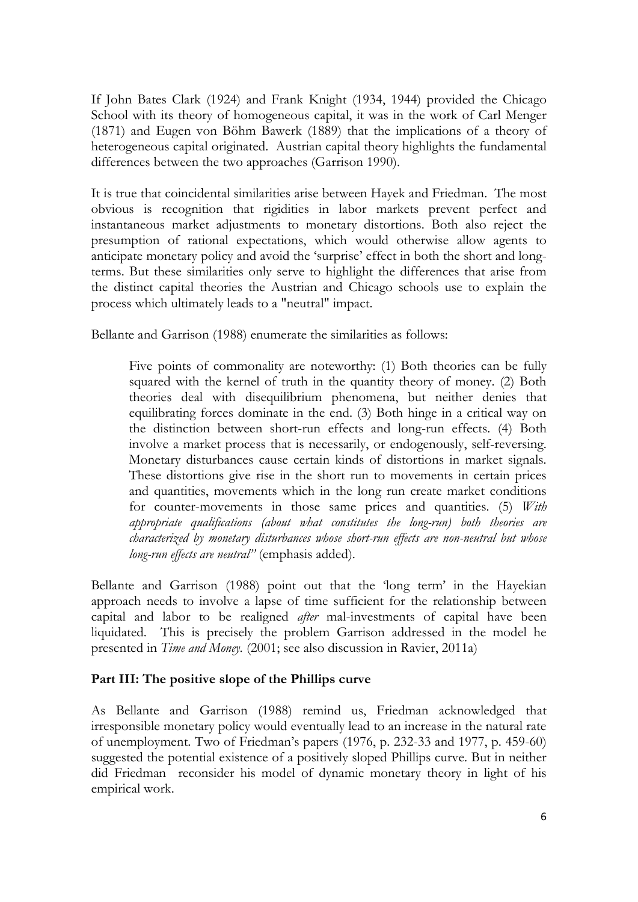If John Bates Clark (1924) and Frank Knight (1934, 1944) provided the Chicago School with its theory of homogeneous capital, it was in the work of Carl Menger (1871) and Eugen von Böhm Bawerk (1889) that the implications of a theory of heterogeneous capital originated. Austrian capital theory highlights the fundamental differences between the two approaches (Garrison 1990).

It is true that coincidental similarities arise between Hayek and Friedman. The most obvious is recognition that rigidities in labor markets prevent perfect and instantaneous market adjustments to monetary distortions. Both also reject the presumption of rational expectations, which would otherwise allow agents to anticipate monetary policy and avoid the 'surprise' effect in both the short and long-terms. But these similarities only serve to highlight the differences that arise from the distinct capital theories the Austrian and Chicago schools use to explain the process which ultimately leads to a "neutral" impact.

Bellante and Garrison (1988) enumerate the similarities as follows:

> Five points of commonality are noteworthy: (1) Both theories can be fully squared with the kernel of truth in the quantity theory of money. (2) Both theories deal with disequilibrium phenomena, but neither denies that equilibrating forces dominate in the end. (3) Both hinge in a critical way on the distinction between short-run effects and long-run effects. (4) Both involve a market process that is necessarily, or endogenously, self-reversing. Monetary disturbances cause certain kinds of distortions in market signals. These distortions give rise in the short run to movements in certain prices and quantities, movements which in the long run create market conditions for counter-movements in those same prices and quantities. (5) *With appropriate qualifications (about what constitutes the long-run) both theories are characterized by monetary disturbances whose short-run effects are non-neutral but whose long-run effects are neutral"* (emphasis added).

Bellante and Garrison (1988) point out that the 'long term' in the Hayekian approach needs to involve a lapse of time sufficient for the relationship between capital and labor to be realigned *after* mal-investments of capital have been liquidated. This is precisely the problem Garrison addressed in the model he presented in *Time and Money.* (2001; see also discussion in Ravier, 2011a)

## Part III: The positive slope of the Phillips curve

As Bellante and Garrison (1988) remind us, Friedman acknowledged that irresponsible monetary policy would eventually lead to an increase in the natural rate of unemployment. Two of Friedman's papers (1976, p. 232-33 and 1977, p. 459-60) suggested the potential existence of a positively sloped Phillips curve. But in neither did Friedman reconsider his model of dynamic monetary theory in light of his empirical work.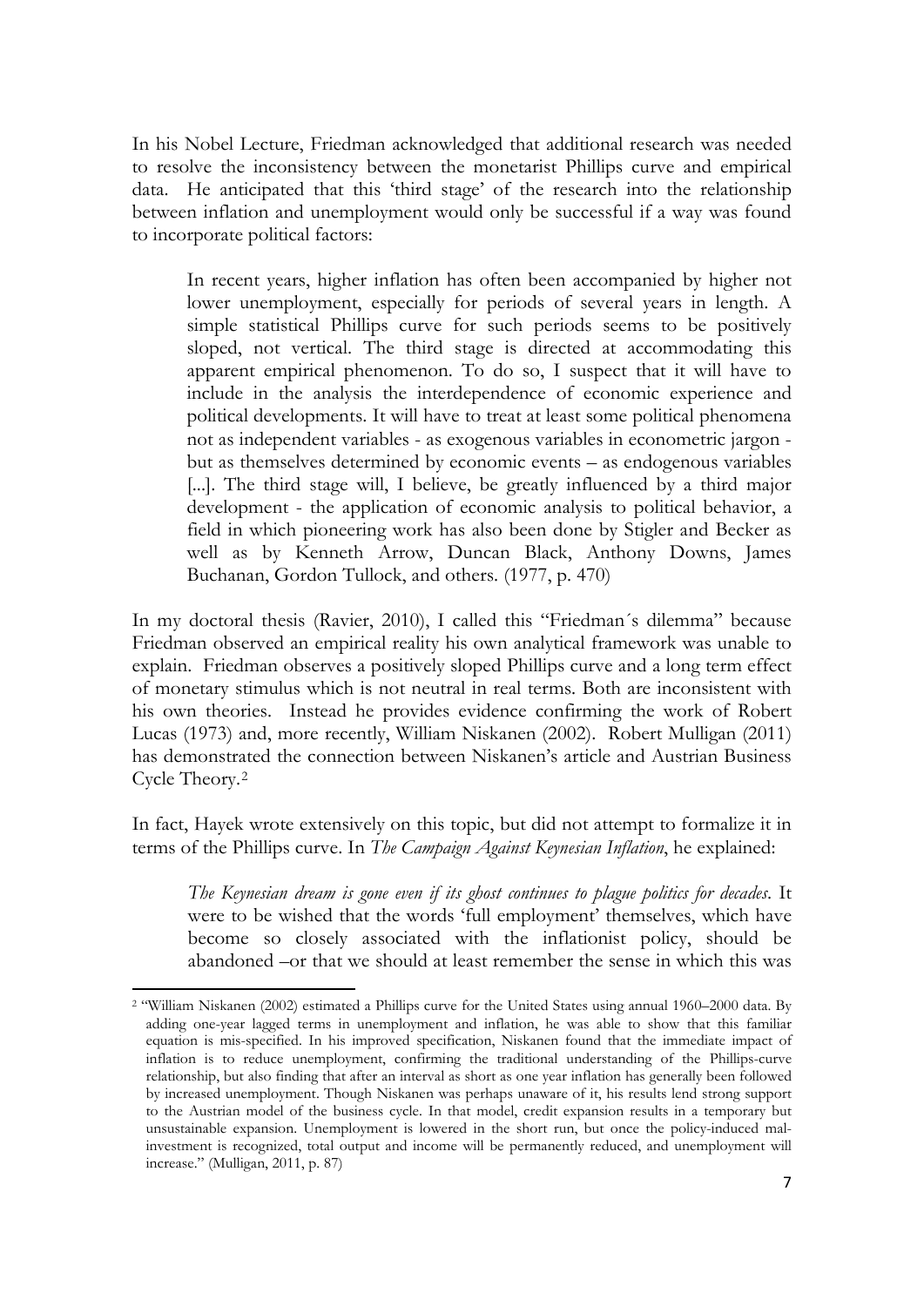In his Nobel Lecture, Friedman acknowledged that additional research was needed to resolve the inconsistency between the monetarist Phillips curve and empirical data. He anticipated that this 'third stage' of the research into the relationship between inflation and unemployment would only be successful if a way was found to incorporate political factors:

> In recent years, higher inflation has often been accompanied by higher not lower unemployment, especially for periods of several years in length. A simple statistical Phillips curve for such periods seems to be positively sloped, not vertical. The third stage is directed at accommodating this apparent empirical phenomenon. To do so, I suspect that it will have to include in the analysis the interdependence of economic experience and political developments. It will have to treat at least some political phenomena not as independent variables - as exogenous variables in econometric jargon - but as themselves determined by economic events – as endogenous variables [...]. The third stage will, I believe, be greatly influenced by a third major development - the application of economic analysis to political behavior, a field in which pioneering work has also been done by Stigler and Becker as well as by Kenneth Arrow, Duncan Black, Anthony Downs, James Buchanan, Gordon Tullock, and others. (1977, p. 470)

In my doctoral thesis (Ravier, 2010), I called this "Friedman´s dilemma" because Friedman observed an empirical reality his own analytical framework was unable to explain. Friedman observes a positively sloped Phillips curve and a long term effect of monetary stimulus which is not neutral in real terms. Both are inconsistent with his own theories. Instead he provides evidence confirming the work of Robert Lucas (1973) and, more recently, William Niskanen (2002). Robert Mulligan (2011) has demonstrated the connection between Niskanen's article and Austrian Business Cycle Theory.[2]

In fact, Hayek wrote extensively on this topic, but did not attempt to formalize it in terms of the Phillips curve. In *The Campaign Against Keynesian Inflation*, he explained:

> *The Keynesian dream is gone even if its ghost continues to plague politics for decades*. It were to be wished that the words 'full employment' themselves, which have become so closely associated with the inflationist policy, should be abandoned –or that we should at least remember the sense in which this was

---

[2] "William Niskanen (2002) estimated a Phillips curve for the United States using annual 1960–2000 data. By adding one-year lagged terms in unemployment and inflation, he was able to show that this familiar equation is mis-specified. In his improved specification, Niskanen found that the immediate impact of inflation is to reduce unemployment, confirming the traditional understanding of the Phillips-curve relationship, but also finding that after an interval as short as one year inflation has generally been followed by increased unemployment. Though Niskanen was perhaps unaware of it, his results lend strong support to the Austrian model of the business cycle. In that model, credit expansion results in a temporary but unsustainable expansion. Unemployment is lowered in the short run, but once the policy-induced mal-investment is recognized, total output and income will be permanently reduced, and unemployment will increase." (Mulligan, 2011, p. 87)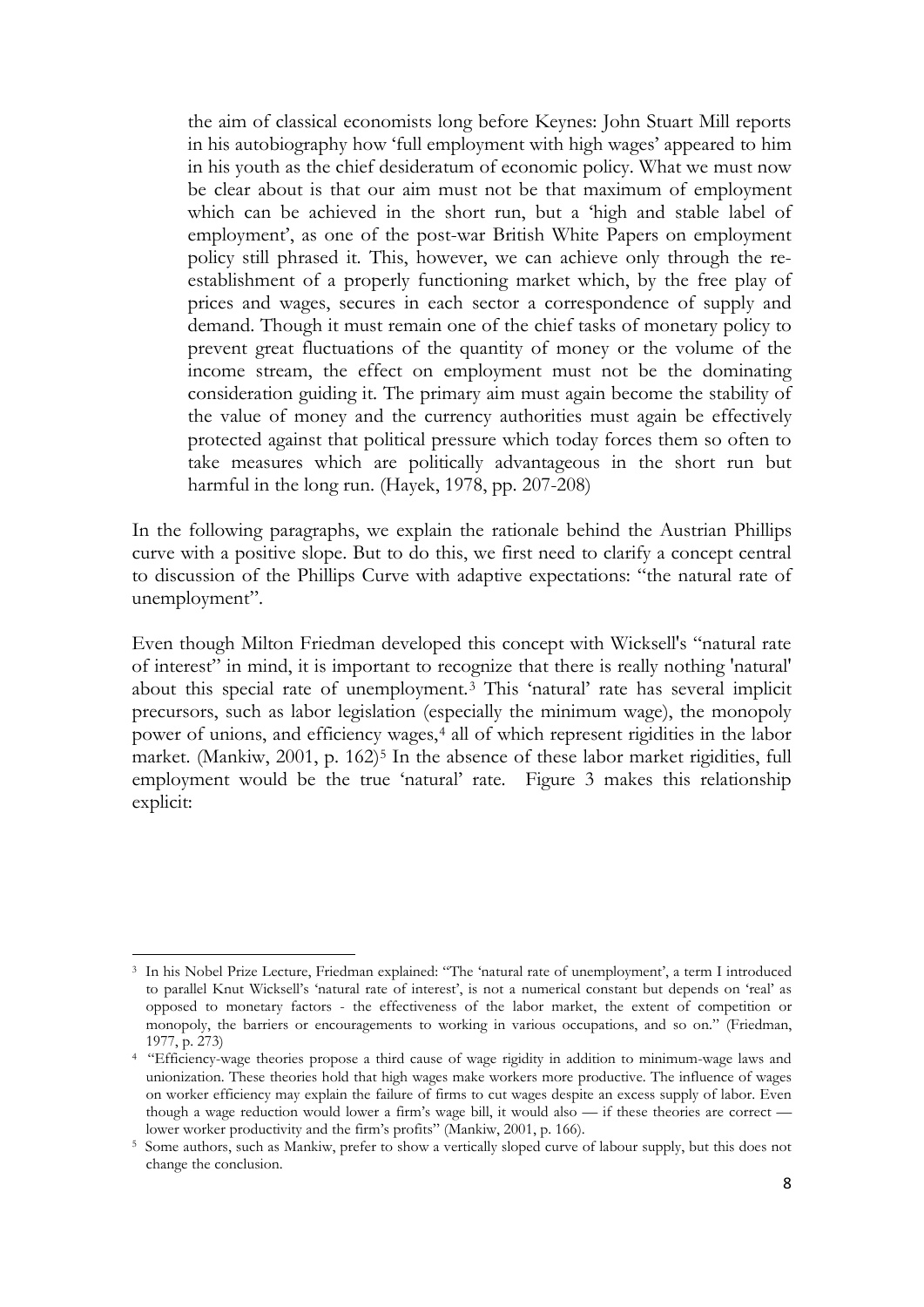> the aim of classical economists long before Keynes: John Stuart Mill reports in his autobiography how 'full employment with high wages' appeared to him in his youth as the chief desideratum of economic policy. What we must now be clear about is that our aim must not be that maximum of employment which can be achieved in the short run, but a 'high and stable label of employment', as one of the post-war British White Papers on employment policy still phrased it. This, however, we can achieve only through the re-establishment of a properly functioning market which, by the free play of prices and wages, secures in each sector a correspondence of supply and demand. Though it must remain one of the chief tasks of monetary policy to prevent great fluctuations of the quantity of money or the volume of the income stream, the effect on employment must not be the dominating consideration guiding it. The primary aim must again become the stability of the value of money and the currency authorities must again be effectively protected against that political pressure which today forces them so often to take measures which are politically advantageous in the short run but harmful in the long run. (Hayek, 1978, pp. 207-208)

In the following paragraphs, we explain the rationale behind the Austrian Phillips curve with a positive slope. But to do this, we first need to clarify a concept central to discussion of the Phillips Curve with adaptive expectations: "the natural rate of unemployment".

Even though Milton Friedman developed this concept with Wicksell's "natural rate of interest" in mind, it is important to recognize that there is really nothing 'natural' about this special rate of unemployment.[3] This 'natural' rate has several implicit precursors, such as labor legislation (especially the minimum wage), the monopoly power of unions, and efficiency wages,[4] all of which represent rigidities in the labor market. (Mankiw, 2001, p. 162)[5] In the absence of these labor market rigidities, full employment would be the true 'natural' rate. Figure 3 makes this relationship explicit:

---

[3] In his Nobel Prize Lecture, Friedman explained: "The 'natural rate of unemployment', a term I introduced to parallel Knut Wicksell's 'natural rate of interest', is not a numerical constant but depends on 'real' as opposed to monetary factors - the effectiveness of the labor market, the extent of competition or monopoly, the barriers or encouragements to working in various occupations, and so on." (Friedman, 1977, p. 273)

[4] "Efficiency-wage theories propose a third cause of wage rigidity in addition to minimum-wage laws and unionization. These theories hold that high wages make workers more productive. The influence of wages on worker efficiency may explain the failure of firms to cut wages despite an excess supply of labor. Even though a wage reduction would lower a firm's wage bill, it would also — if these theories are correct — lower worker productivity and the firm's profits" (Mankiw, 2001, p. 166).

[5] Some authors, such as Mankiw, prefer to show a vertically sloped curve of labour supply, but this does not change the conclusion.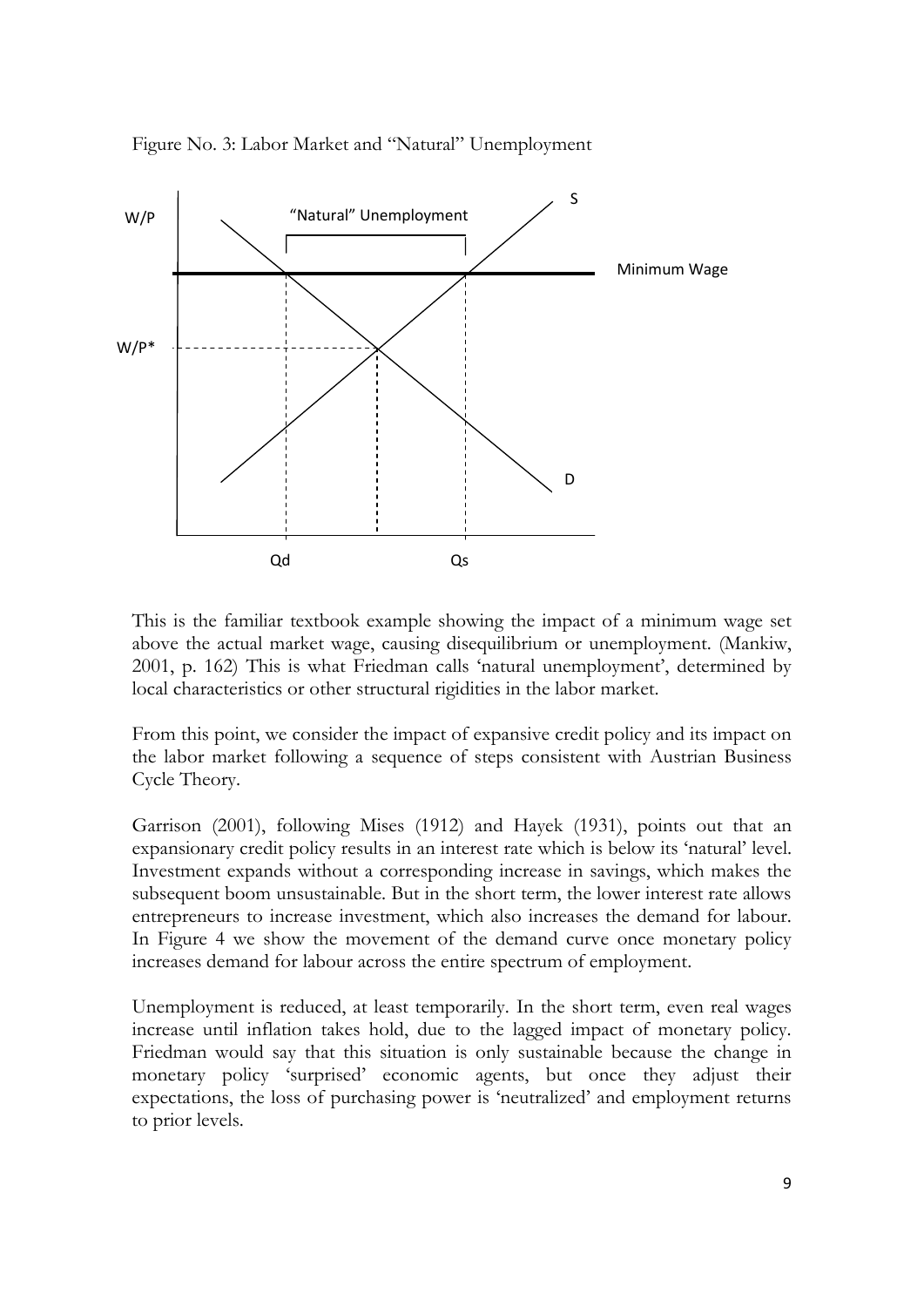Figure No. 3: Labor Market and "Natural" Unemployment

This is the familiar textbook example showing the impact of a minimum wage set above the actual market wage, causing disequilibrium or unemployment. (Mankiw, 2001, p. 162) This is what Friedman calls 'natural unemployment', determined by local characteristics or other structural rigidities in the labor market.

From this point, we consider the impact of expansive credit policy and its impact on the labor market following a sequence of steps consistent with Austrian Business Cycle Theory.

Garrison (2001), following Mises (1912) and Hayek (1931), points out that an expansionary credit policy results in an interest rate which is below its 'natural' level. Investment expands without a corresponding increase in savings, which makes the subsequent boom unsustainable. But in the short term, the lower interest rate allows entrepreneurs to increase investment, which also increases the demand for labour. In Figure 4 we show the movement of the demand curve once monetary policy increases demand for labour across the entire spectrum of employment.

Unemployment is reduced, at least temporarily. In the short term, even real wages increase until inflation takes hold, due to the lagged impact of monetary policy. Friedman would say that this situation is only sustainable because the change in monetary policy 'surprised' economic agents, but once they adjust their expectations, the loss of purchasing power is 'neutralized' and employment returns to prior levels.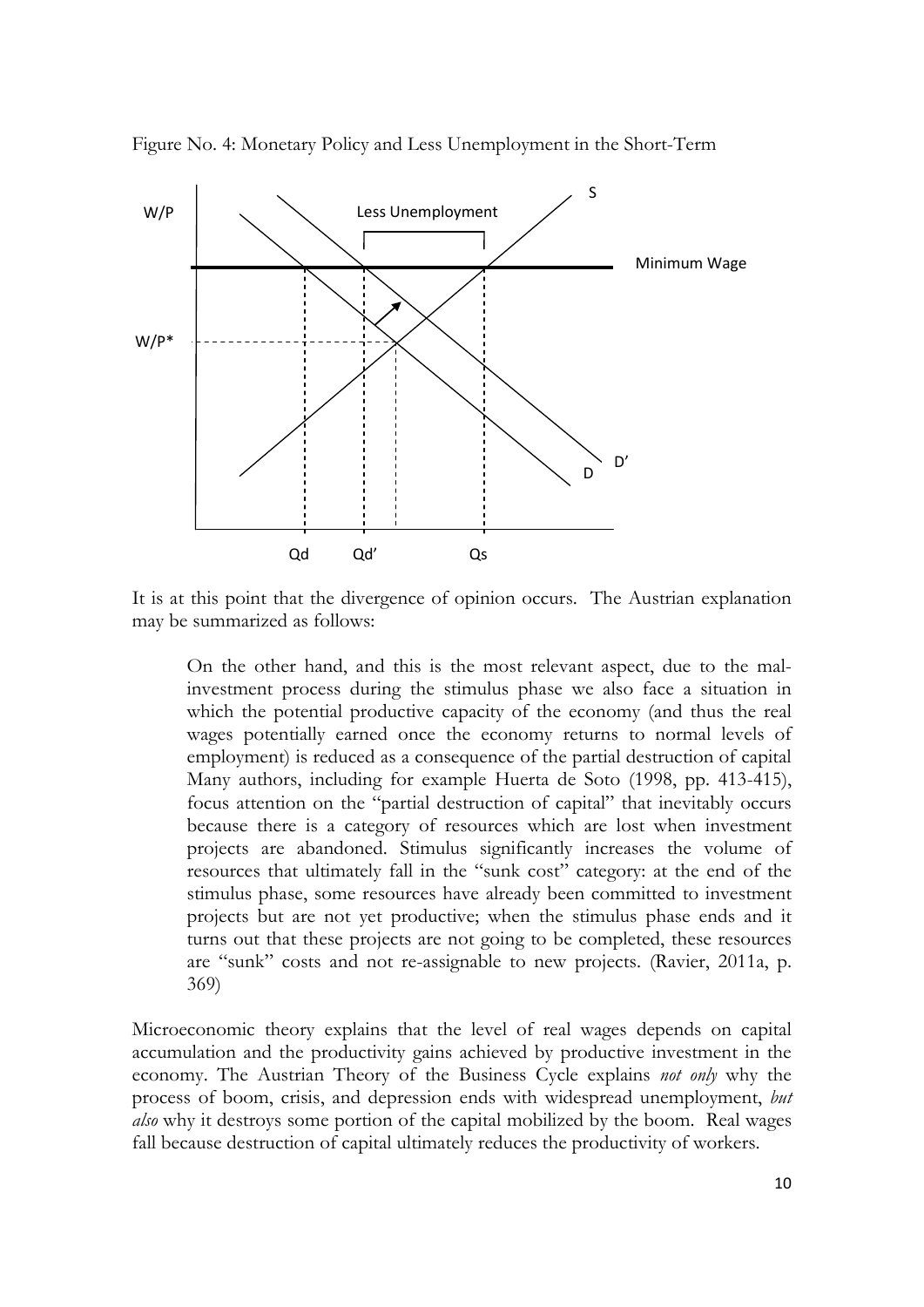Figure No. 4: Monetary Policy and Less Unemployment in the Short-Term

It is at this point that the divergence of opinion occurs. The Austrian explanation may be summarized as follows:

> On the other hand, and this is the most relevant aspect, due to the mal-investment process during the stimulus phase we also face a situation in which the potential productive capacity of the economy (and thus the real wages potentially earned once the economy returns to normal levels of employment) is reduced as a consequence of the partial destruction of capital Many authors, including for example Huerta de Soto (1998, pp. 413-415), focus attention on the "partial destruction of capital" that inevitably occurs because there is a category of resources which are lost when investment projects are abandoned. Stimulus significantly increases the volume of resources that ultimately fall in the "sunk cost" category: at the end of the stimulus phase, some resources have already been committed to investment projects but are not yet productive; when the stimulus phase ends and it turns out that these projects are not going to be completed, these resources are "sunk" costs and not re-assignable to new projects. (Ravier, 2011a, p. 369)

Microeconomic theory explains that the level of real wages depends on capital accumulation and the productivity gains achieved by productive investment in the economy. The Austrian Theory of the Business Cycle explains *not only* why the process of boom, crisis, and depression ends with widespread unemployment, *but also* why it destroys some portion of the capital mobilized by the boom. Real wages fall because destruction of capital ultimately reduces the productivity of workers.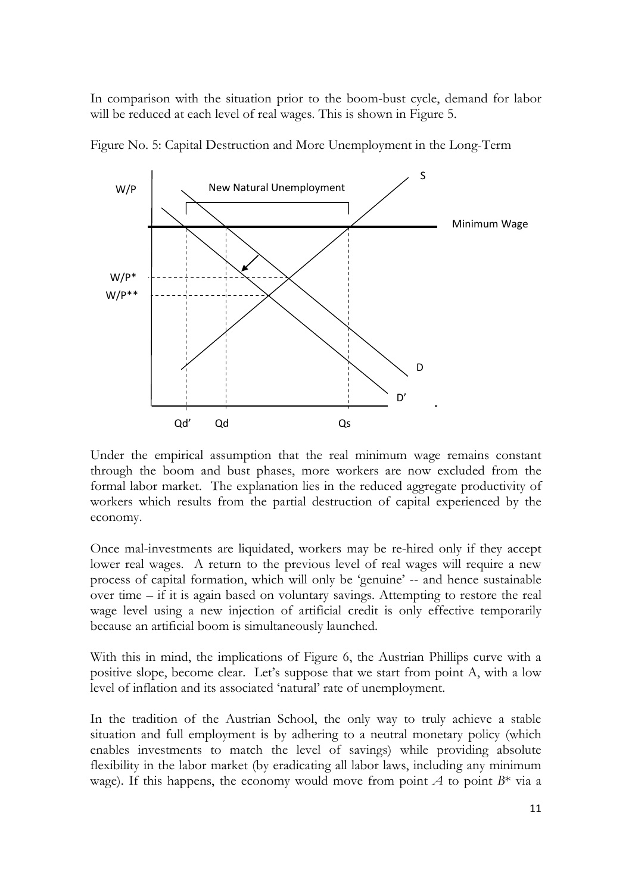In comparison with the situation prior to the boom-bust cycle, demand for labor will be reduced at each level of real wages. This is shown in Figure 5.

Figure No. 5: Capital Destruction and More Unemployment in the Long-Term

Under the empirical assumption that the real minimum wage remains constant through the boom and bust phases, more workers are now excluded from the formal labor market. The explanation lies in the reduced aggregate productivity of workers which results from the partial destruction of capital experienced by the economy.

Once mal-investments are liquidated, workers may be re-hired only if they accept lower real wages. A return to the previous level of real wages will require a new process of capital formation, which will only be 'genuine' -- and hence sustainable over time – if it is again based on voluntary savings. Attempting to restore the real wage level using a new injection of artificial credit is only effective temporarily because an artificial boom is simultaneously launched.

With this in mind, the implications of Figure 6, the Austrian Phillips curve with a positive slope, become clear. Let's suppose that we start from point A, with a low level of inflation and its associated 'natural' rate of unemployment.

In the tradition of the Austrian School, the only way to truly achieve a stable situation and full employment is by adhering to a neutral monetary policy (which enables investments to match the level of savings) while providing absolute flexibility in the labor market (by eradicating all labor laws, including any minimum wage). If this happens, the economy would move from point *A* to point *B\** via a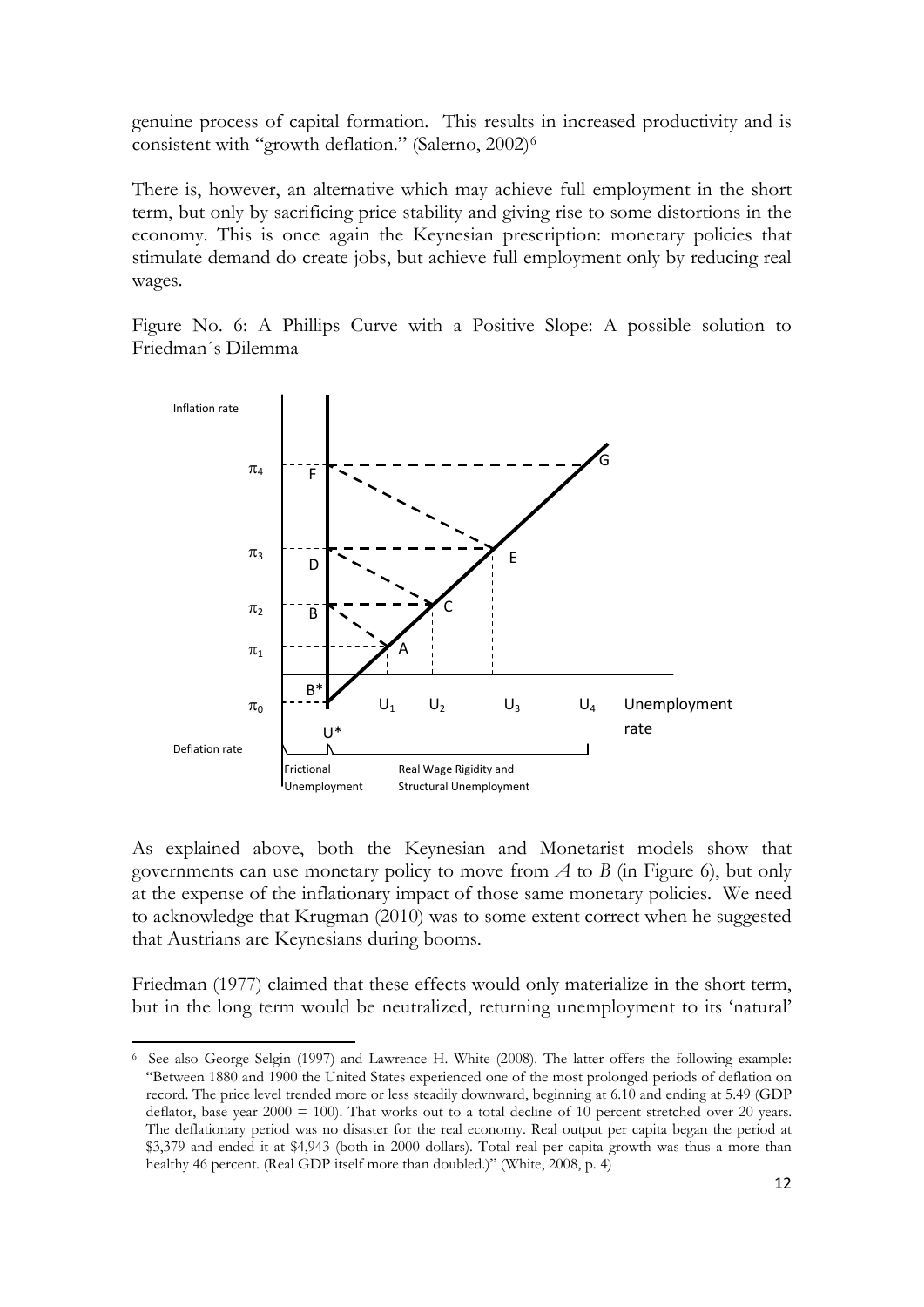genuine process of capital formation. This results in increased productivity and is consistent with "growth deflation." (Salerno, 2002)[6]

There is, however, an alternative which may achieve full employment in the short term, but only by sacrificing price stability and giving rise to some distortions in the economy. This is once again the Keynesian prescription: monetary policies that stimulate demand do create jobs, but achieve full employment only by reducing real wages.

Figure No. 6: A Phillips Curve with a Positive Slope: A possible solution to Friedman´s Dilemma

As explained above, both the Keynesian and Monetarist models show that governments can use monetary policy to move from *A* to *B* (in Figure 6), but only at the expense of the inflationary impact of those same monetary policies. We need to acknowledge that Krugman (2010) was to some extent correct when he suggested that Austrians are Keynesians during booms.

Friedman (1977) claimed that these effects would only materialize in the short term, but in the long term would be neutralized, returning unemployment to its 'natural'

[6] See also George Selgin (1997) and Lawrence H. White (2008). The latter offers the following example: "Between 1880 and 1900 the United States experienced one of the most prolonged periods of deflation on record. The price level trended more or less steadily downward, beginning at 6.10 and ending at 5.49 (GDP deflator, base year 2000 = 100). That works out to a total decline of 10 percent stretched over 20 years. The deflationary period was no disaster for the real economy. Real output per capita began the period at \$3,379 and ended it at \$4,943 (both in 2000 dollars). Total real per capita growth was thus a more than healthy 46 percent. (Real GDP itself more than doubled.)" (White, 2008, p. 4)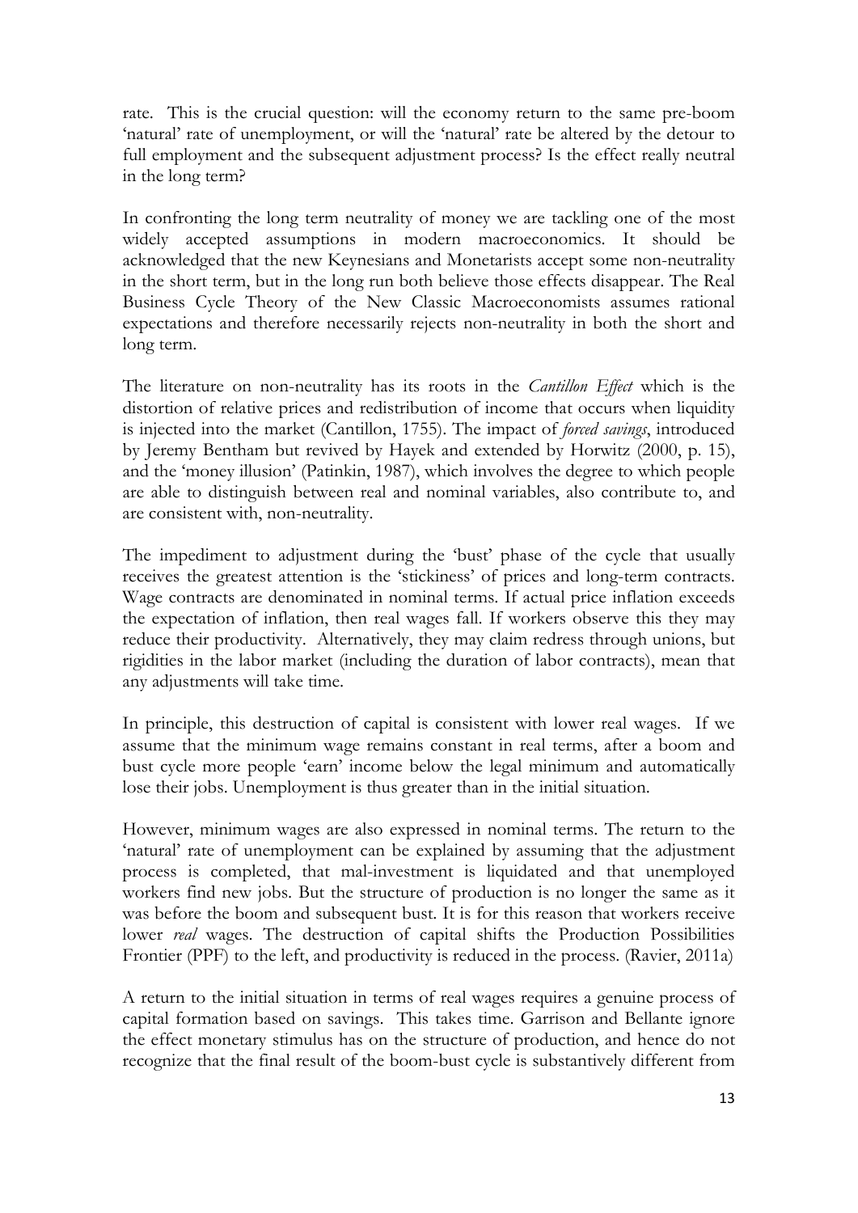rate. This is the crucial question: will the economy return to the same pre-boom 'natural' rate of unemployment, or will the 'natural' rate be altered by the detour to full employment and the subsequent adjustment process? Is the effect really neutral in the long term?

In confronting the long term neutrality of money we are tackling one of the most widely accepted assumptions in modern macroeconomics. It should be acknowledged that the new Keynesians and Monetarists accept some non-neutrality in the short term, but in the long run both believe those effects disappear. The Real Business Cycle Theory of the New Classic Macroeconomists assumes rational expectations and therefore necessarily rejects non-neutrality in both the short and long term.

The literature on non-neutrality has its roots in the *Cantillon Effect* which is the distortion of relative prices and redistribution of income that occurs when liquidity is injected into the market (Cantillon, 1755). The impact of *forced savings*, introduced by Jeremy Bentham but revived by Hayek and extended by Horwitz (2000, p. 15), and the 'money illusion' (Patinkin, 1987), which involves the degree to which people are able to distinguish between real and nominal variables, also contribute to, and are consistent with, non-neutrality.

The impediment to adjustment during the 'bust' phase of the cycle that usually receives the greatest attention is the 'stickiness' of prices and long-term contracts. Wage contracts are denominated in nominal terms. If actual price inflation exceeds the expectation of inflation, then real wages fall. If workers observe this they may reduce their productivity. Alternatively, they may claim redress through unions, but rigidities in the labor market (including the duration of labor contracts), mean that any adjustments will take time.

In principle, this destruction of capital is consistent with lower real wages. If we assume that the minimum wage remains constant in real terms, after a boom and bust cycle more people 'earn' income below the legal minimum and automatically lose their jobs. Unemployment is thus greater than in the initial situation.

However, minimum wages are also expressed in nominal terms. The return to the 'natural' rate of unemployment can be explained by assuming that the adjustment process is completed, that mal-investment is liquidated and that unemployed workers find new jobs. But the structure of production is no longer the same as it was before the boom and subsequent bust. It is for this reason that workers receive lower *real* wages. The destruction of capital shifts the Production Possibilities Frontier (PPF) to the left, and productivity is reduced in the process. (Ravier, 2011a)

A return to the initial situation in terms of real wages requires a genuine process of capital formation based on savings. This takes time. Garrison and Bellante ignore the effect monetary stimulus has on the structure of production, and hence do not recognize that the final result of the boom-bust cycle is substantively different from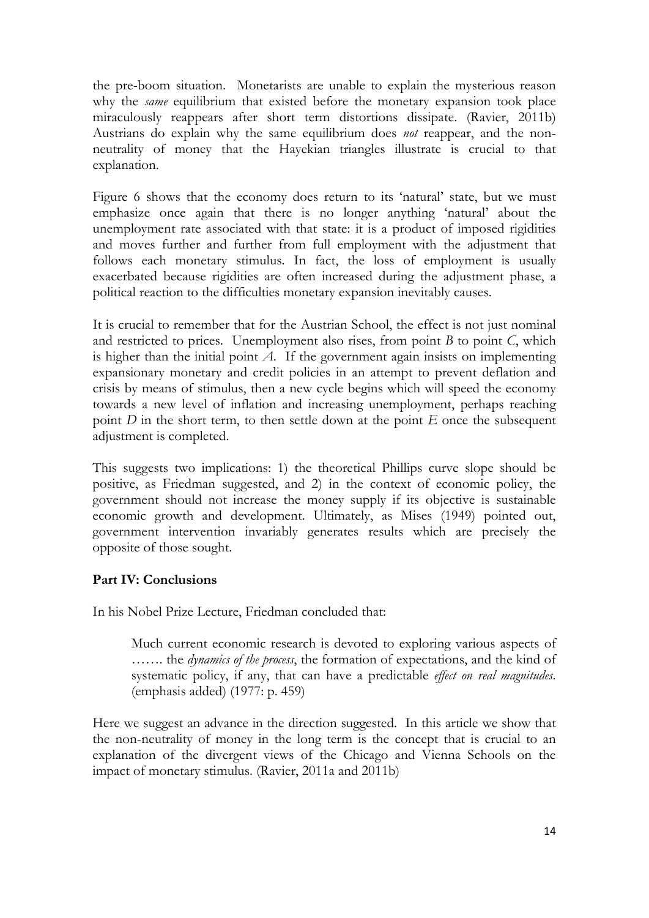the pre-boom situation. Monetarists are unable to explain the mysterious reason why the *same* equilibrium that existed before the monetary expansion took place miraculously reappears after short term distortions dissipate. (Ravier, 2011b) Austrians do explain why the same equilibrium does *not* reappear, and the non-neutrality of money that the Hayekian triangles illustrate is crucial to that explanation.

Figure 6 shows that the economy does return to its 'natural' state, but we must emphasize once again that there is no longer anything 'natural' about the unemployment rate associated with that state: it is a product of imposed rigidities and moves further and further from full employment with the adjustment that follows each monetary stimulus. In fact, the loss of employment is usually exacerbated because rigidities are often increased during the adjustment phase, a political reaction to the difficulties monetary expansion inevitably causes.

It is crucial to remember that for the Austrian School, the effect is not just nominal and restricted to prices. Unemployment also rises, from point *B* to point *C*, which is higher than the initial point *A*. If the government again insists on implementing expansionary monetary and credit policies in an attempt to prevent deflation and crisis by means of stimulus, then a new cycle begins which will speed the economy towards a new level of inflation and increasing unemployment, perhaps reaching point *D* in the short term, to then settle down at the point *E* once the subsequent adjustment is completed.

This suggests two implications: 1) the theoretical Phillips curve slope should be positive, as Friedman suggested, and 2) in the context of economic policy, the government should not increase the money supply if its objective is sustainable economic growth and development. Ultimately, as Mises (1949) pointed out, government intervention invariably generates results which are precisely the opposite of those sought.

## Part IV: Conclusions

In his Nobel Prize Lecture, Friedman concluded that:

> Much current economic research is devoted to exploring various aspects of ……. the *dynamics of the process*, the formation of expectations, and the kind of systematic policy, if any, that can have a predictable *effect on real magnitudes*. (emphasis added) (1977: p. 459)

Here we suggest an advance in the direction suggested. In this article we show that the non-neutrality of money in the long term is the concept that is crucial to an explanation of the divergent views of the Chicago and Vienna Schools on the impact of monetary stimulus. (Ravier, 2011a and 2011b)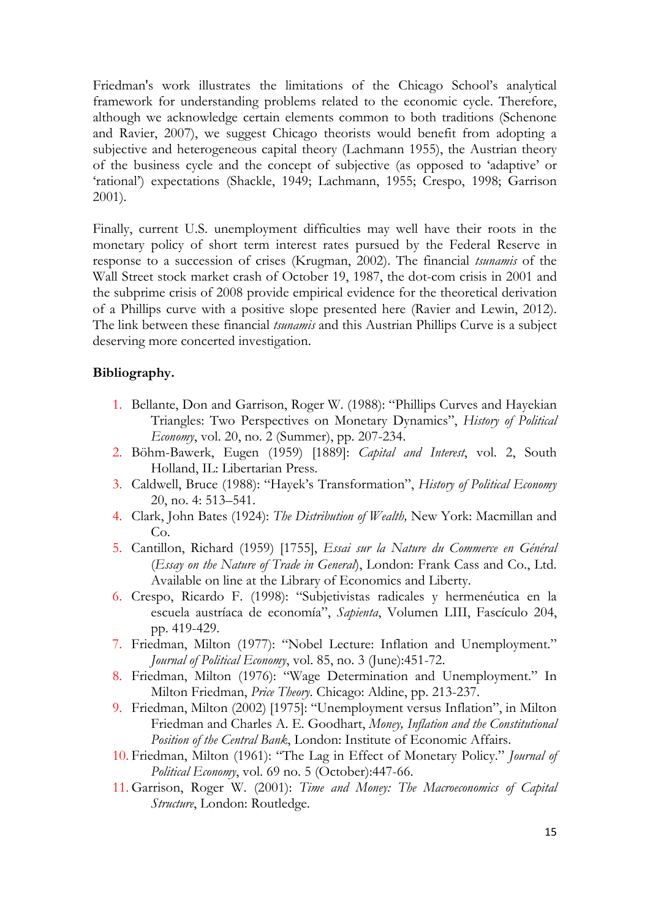Friedman's work illustrates the limitations of the Chicago School's analytical framework for understanding problems related to the economic cycle. Therefore, although we acknowledge certain elements common to both traditions (Schenone and Ravier, 2007), we suggest Chicago theorists would benefit from adopting a subjective and heterogeneous capital theory (Lachmann 1955), the Austrian theory of the business cycle and the concept of subjective (as opposed to 'adaptive' or 'rational') expectations (Shackle, 1949; Lachmann, 1955; Crespo, 1998; Garrison 2001).

Finally, current U.S. unemployment difficulties may well have their roots in the monetary policy of short term interest rates pursued by the Federal Reserve in response to a succession of crises (Krugman, 2002). The financial *tsunamis* of the Wall Street stock market crash of October 19, 1987, the dot-com crisis in 2001 and the subprime crisis of 2008 provide empirical evidence for the theoretical derivation of a Phillips curve with a positive slope presented here (Ravier and Lewin, 2012). The link between these financial *tsunamis* and this Austrian Phillips Curve is a subject deserving more concerted investigation.

**Bibliography.**

1. Bellante, Don and Garrison, Roger W. (1988): "Phillips Curves and Hayekian Triangles: Two Perspectives on Monetary Dynamics", *History of Political Economy*, vol. 20, no. 2 (Summer), pp. 207-234.
2. Böhm-Bawerk, Eugen (1959) [1889]: *Capital and Interest*, vol. 2, South Holland, IL: Libertarian Press.
3. Caldwell, Bruce (1988): "Hayek's Transformation", *History of Political Economy* 20, no. 4: 513–541.
4. Clark, John Bates (1924): *The Distribution of Wealth,* New York: Macmillan and Co.
5. Cantillon, Richard (1959) [1755], *Essai sur la Nature du Commerce en Général* (*Essay on the Nature of Trade in General*), London: Frank Cass and Co., Ltd. Available on line at the Library of Economics and Liberty.
6. Crespo, Ricardo F. (1998): "Subjetivistas radicales y hermenéutica en la escuela austríaca de economía", *Sapienta*, Volumen LIII, Fascículo 204, pp. 419-429.
7. Friedman, Milton (1977): "Nobel Lecture: Inflation and Unemployment." *Journal of Political Economy*, vol. 85, no. 3 (June):451-72.
8. Friedman, Milton (1976): "Wage Determination and Unemployment." In Milton Friedman, *Price Theory*. Chicago: Aldine, pp. 213-237.
9. Friedman, Milton (2002) [1975]: "Unemployment versus Inflation", in Milton Friedman and Charles A. E. Goodhart, *Money, Inflation and the Constitutional Position of the Central Bank*, London: Institute of Economic Affairs.
10. Friedman, Milton (1961): "The Lag in Effect of Monetary Policy." *Journal of Political Economy*, vol. 69 no. 5 (October):447-66.
11. Garrison, Roger W. (2001): *Time and Money: The Macroeconomics of Capital Structure*, London: Routledge.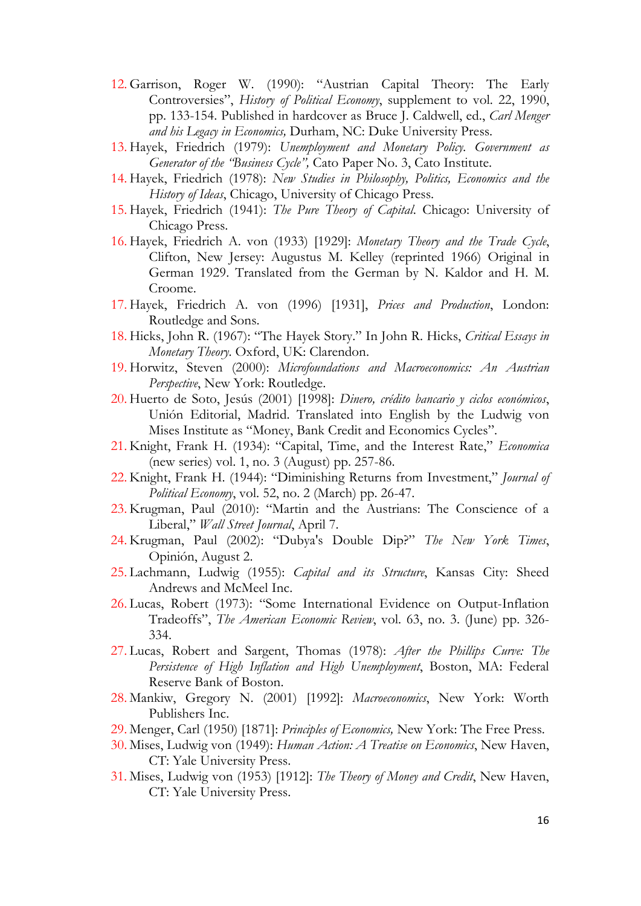12. Garrison, Roger W. (1990): "Austrian Capital Theory: The Early Controversies", *History of Political Economy*, supplement to vol. 22, 1990, pp. 133-154. Published in hardcover as Bruce J. Caldwell, ed., *Carl Menger and his Legacy in Economics,* Durham, NC: Duke University Press.
13. Hayek, Friedrich (1979): *Unemployment and Monetary Policy. Government as Generator of the "Business Cycle",* Cato Paper No. 3, Cato Institute.
14. Hayek, Friedrich (1978): *New Studies in Philosophy, Politics, Economics and the History of Ideas*, Chicago, University of Chicago Press.
15. Hayek, Friedrich (1941): *The Pure Theory of Capital*. Chicago: University of Chicago Press.
16. Hayek, Friedrich A. von (1933) [1929]: *Monetary Theory and the Trade Cycle*, Clifton, New Jersey: Augustus M. Kelley (reprinted 1966) Original in German 1929. Translated from the German by N. Kaldor and H. M. Croome.
17. Hayek, Friedrich A. von (1996) [1931], *Prices and Production*, London: Routledge and Sons.
18. Hicks, John R. (1967): "The Hayek Story." In John R. Hicks, *Critical Essays in Monetary Theory.* Oxford, UK: Clarendon.
19. Horwitz, Steven (2000): *Microfoundations and Macroeconomics: An Austrian Perspective*, New York: Routledge.
20. Huerto de Soto, Jesús (2001) [1998]: *Dinero, crédito bancario y ciclos económicos*, Unión Editorial, Madrid. Translated into English by the Ludwig von Mises Institute as "Money, Bank Credit and Economics Cycles".
21. Knight, Frank H. (1934): "Capital, Time, and the Interest Rate," *Economica* (new series) vol. 1, no. 3 (August) pp. 257-86.
22. Knight, Frank H. (1944): "Diminishing Returns from Investment," *Journal of Political Economy*, vol. 52, no. 2 (March) pp. 26-47.
23. Krugman, Paul (2010): "Martin and the Austrians: The Conscience of a Liberal," *Wall Street Journal*, April 7.
24. Krugman, Paul (2002): "Dubya's Double Dip?" *The New York Times*, Opinión, August 2.
25. Lachmann, Ludwig (1955): *Capital and its Structure*, Kansas City: Sheed Andrews and McMeel Inc.
26. Lucas, Robert (1973): "Some International Evidence on Output-Inflation Tradeoffs", *The American Economic Review*, vol. 63, no. 3. (June) pp. 326-334.
27. Lucas, Robert and Sargent, Thomas (1978): *After the Phillips Curve: The Persistence of High Inflation and High Unemployment*, Boston, MA: Federal Reserve Bank of Boston.
28. Mankiw, Gregory N. (2001) [1992]: *Macroeconomics*, New York: Worth Publishers Inc.
29. Menger, Carl (1950) [1871]: *Principles of Economics,* New York: The Free Press.
30. Mises, Ludwig von (1949): *Human Action: A Treatise on Economics*, New Haven, CT: Yale University Press.
31. Mises, Ludwig von (1953) [1912]: *The Theory of Money and Credit*, New Haven, CT: Yale University Press.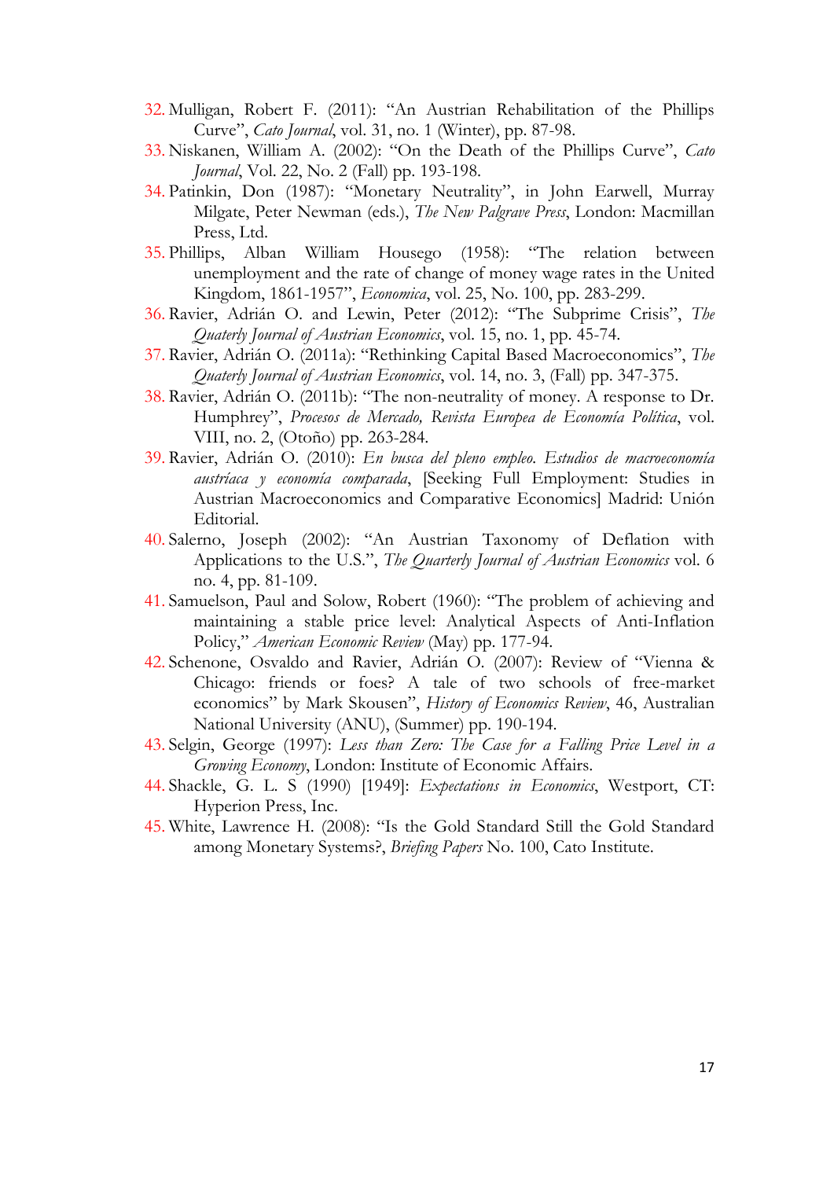32. Mulligan, Robert F. (2011): "An Austrian Rehabilitation of the Phillips Curve", *Cato Journal*, vol. 31, no. 1 (Winter), pp. 87-98.
33. Niskanen, William A. (2002): "On the Death of the Phillips Curve", *Cato Journal*, Vol. 22, No. 2 (Fall) pp. 193-198.
34. Patinkin, Don (1987): "Monetary Neutrality", in John Earwell, Murray Milgate, Peter Newman (eds.), *The New Palgrave Press*, London: Macmillan Press, Ltd.
35. Phillips, Alban William Housego (1958): "The relation between unemployment and the rate of change of money wage rates in the United Kingdom, 1861-1957", *Economica*, vol. 25, No. 100, pp. 283-299.
36. Ravier, Adrián O. and Lewin, Peter (2012): "The Subprime Crisis", *The Quaterly Journal of Austrian Economics*, vol. 15, no. 1, pp. 45-74.
37. Ravier, Adrián O. (2011a): "Rethinking Capital Based Macroeconomics", *The Quaterly Journal of Austrian Economics*, vol. 14, no. 3, (Fall) pp. 347-375.
38. Ravier, Adrián O. (2011b): "The non-neutrality of money. A response to Dr. Humphrey", *Procesos de Mercado, Revista Europea de Economía Política*, vol. VIII, no. 2, (Otoño) pp. 263-284.
39. Ravier, Adrián O. (2010): *En busca del pleno empleo. Estudios de macroeconomía austríaca y economía comparada*, [Seeking Full Employment: Studies in Austrian Macroeconomics and Comparative Economics] Madrid: Unión Editorial.
40. Salerno, Joseph (2002): "An Austrian Taxonomy of Deflation with Applications to the U.S.", *The Quarterly Journal of Austrian Economics* vol. 6 no. 4, pp. 81-109.
41. Samuelson, Paul and Solow, Robert (1960): "The problem of achieving and maintaining a stable price level: Analytical Aspects of Anti-Inflation Policy," *American Economic Review* (May) pp. 177-94.
42. Schenone, Osvaldo and Ravier, Adrián O. (2007): Review of "Vienna & Chicago: friends or foes? A tale of two schools of free-market economics" by Mark Skousen", *History of Economics Review*, 46, Australian National University (ANU), (Summer) pp. 190-194.
43. Selgin, George (1997): *Less than Zero: The Case for a Falling Price Level in a Growing Economy*, London: Institute of Economic Affairs.
44. Shackle, G. L. S (1990) [1949]: *Expectations in Economics*, Westport, CT: Hyperion Press, Inc.
45. White, Lawrence H. (2008): "Is the Gold Standard Still the Gold Standard among Monetary Systems?, *Briefing Papers* No. 100, Cato Institute.